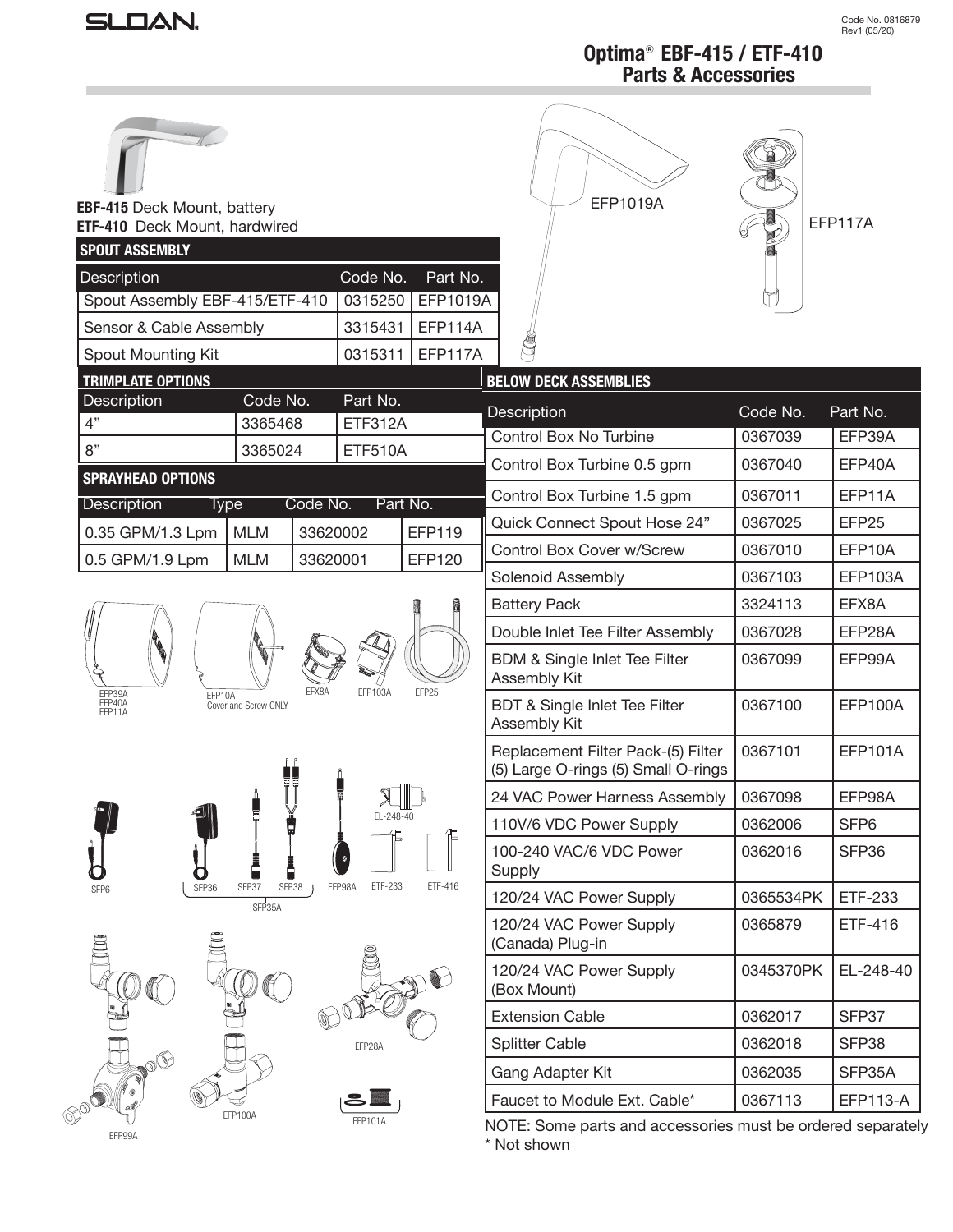SLOAN

Code No. 0816879
Rev1 (05/20)

# Optima® EBF-415 / ETF-410 Parts & Accessories

**EBF-415** Deck Mount, battery
**ETF-410** Deck Mount, hardwired

EFP1019A

EFP117A

## SPOUT ASSEMBLY

| Description | Code No. | Part No. |
|---|---|---|
| Spout Assembly EBF-415/ETF-410 | 0315250 | EFP1019A |
| Sensor & Cable Assembly | 3315431 | EFP114A |
| Spout Mounting Kit | 0315311 | EFP117A |

## TRIMPLATE OPTIONS

| Description | Code No. | Part No. |
|---|---|---|
| 4" | 3365468 | ETF312A |
| 8" | 3365024 | ETF510A |

## SPRAYHEAD OPTIONS

| Description | Type | Code No. | Part No. |
|---|---|---|---|
| 0.35 GPM/1.3 Lpm | MLM | 33620002 | EFP119 |
| 0.5 GPM/1.9 Lpm | MLM | 33620001 | EFP120 |

EFP39A EFP40A EFP11A

EFP10A Cover and Screw ONLY

EFX8A

EFP103A

EFP25

SFP6

SFP36

SFP37

SFP38

SFP35A

EFP98A

EL-248-40

ETF-233

ETF-416

EFP28A

EFP99A

EFP100A

EFP101A

## BELOW DECK ASSEMBLIES

| Description | Code No. | Part No. |
|---|---|---|
| Control Box No Turbine | 0367039 | EFP39A |
| Control Box Turbine 0.5 gpm | 0367040 | EFP40A |
| Control Box Turbine 1.5 gpm | 0367011 | EFP11A |
| Quick Connect Spout Hose 24" | 0367025 | EFP25 |
| Control Box Cover w/Screw | 0367010 | EFP10A |
| Solenoid Assembly | 0367103 | EFP103A |
| Battery Pack | 3324113 | EFX8A |
| Double Inlet Tee Filter Assembly | 0367028 | EFP28A |
| BDM & Single Inlet Tee Filter Assembly Kit | 0367099 | EFP99A |
| BDT & Single Inlet Tee Filter Assembly Kit | 0367100 | EFP100A |
| Replacement Filter Pack-(5) Filter (5) Large O-rings (5) Small O-rings | 0367101 | EFP101A |
| 24 VAC Power Harness Assembly | 0367098 | EFP98A |
| 110V/6 VDC Power Supply | 0362006 | SFP6 |
| 100-240 VAC/6 VDC Power Supply | 0362016 | SFP36 |
| 120/24 VAC Power Supply | 0365534PK | ETF-233 |
| 120/24 VAC Power Supply (Canada) Plug-in | 0365879 | ETF-416 |
| 120/24 VAC Power Supply (Box Mount) | 0345370PK | EL-248-40 |
| Extension Cable | 0362017 | SFP37 |
| Splitter Cable | 0362018 | SFP38 |
| Gang Adapter Kit | 0362035 | SFP35A |
| Faucet to Module Ext. Cable* | 0367113 | EFP113-A |

NOTE: Some parts and accessories must be ordered separately
* Not shown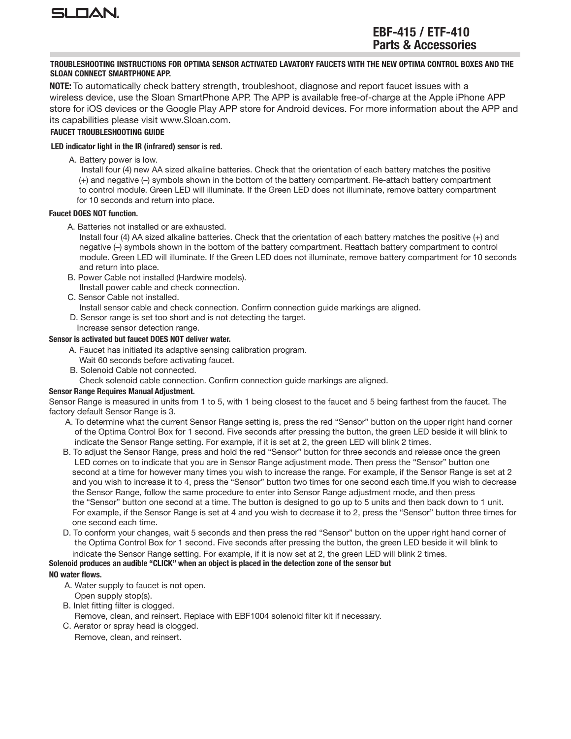# EBF-415 / ETF-410
# Parts & Accessories

**TROUBLESHOOTING INSTRUCTIONS FOR OPTIMA SENSOR ACTIVATED LAVATORY FAUCETS WITH THE NEW OPTIMA CONTROL BOXES AND THE SLOAN CONNECT SMARTPHONE APP.**

**NOTE:** To automatically check battery strength, troubleshoot, diagnose and report faucet issues with a wireless device, use the Sloan SmartPhone APP. The APP is available free-of-charge at the Apple iPhone APP store for iOS devices or the Google Play APP store for Android devices. For more information about the APP and its capabilities please visit www.Sloan.com.

**FAUCET TROUBLESHOOTING GUIDE**

**LED indicator light in the IR (infrared) sensor is red.**

A. Battery power is low.
Install four (4) new AA sized alkaline batteries. Check that the orientation of each battery matches the positive (+) and negative (–) symbols shown in the bottom of the battery compartment. Re-attach battery compartment to control module. Green LED will illuminate. If the Green LED does not illuminate, remove battery compartment for 10 seconds and return into place.

**Faucet DOES NOT function.**

A. Batteries not installed or are exhausted.
Install four (4) AA sized alkaline batteries. Check that the orientation of each battery matches the positive (+) and negative (–) symbols shown in the bottom of the battery compartment. Reattach battery compartment to control module. Green LED will illuminate. If the Green LED does not illuminate, remove battery compartment for 10 seconds and return into place.

B. Power Cable not installed (Hardwire models).
IInstall power cable and check connection.

C. Sensor Cable not installed.
Install sensor cable and check connection. Confirm connection guide markings are aligned.

D. Sensor range is set too short and is not detecting the target.
Increase sensor detection range.

**Sensor is activated but faucet DOES NOT deliver water.**

A. Faucet has initiated its adaptive sensing calibration program.
Wait 60 seconds before activating faucet.

B. Solenoid Cable not connected.
Check solenoid cable connection. Confirm connection guide markings are aligned.

**Sensor Range Requires Manual Adjustment.**

Sensor Range is measured in units from 1 to 5, with 1 being closest to the faucet and 5 being farthest from the faucet. The factory default Sensor Range is 3.

A. To determine what the current Sensor Range setting is, press the red “Sensor” button on the upper right hand corner of the Optima Control Box for 1 second. Five seconds after pressing the button, the green LED beside it will blink to indicate the Sensor Range setting. For example, if it is set at 2, the green LED will blink 2 times.

B. To adjust the Sensor Range, press and hold the red “Sensor” button for three seconds and release once the green LED comes on to indicate that you are in Sensor Range adjustment mode. Then press the “Sensor” button one second at a time for however many times you wish to increase the range. For example, if the Sensor Range is set at 2 and you wish to increase it to 4, press the “Sensor” button two times for one second each time.If you wish to decrease the Sensor Range, follow the same procedure to enter into Sensor Range adjustment mode, and then press the “Sensor” button one second at a time. The button is designed to go up to 5 units and then back down to 1 unit. For example, if the Sensor Range is set at 4 and you wish to decrease it to 2, press the “Sensor” button three times for one second each time.

D. To conform your changes, wait 5 seconds and then press the red “Sensor” button on the upper right hand corner of the Optima Control Box for 1 second. Five seconds after pressing the button, the green LED beside it will blink to indicate the Sensor Range setting. For example, if it is now set at 2, the green LED will blink 2 times.

**Solenoid produces an audible “CLICK” when an object is placed in the detection zone of the sensor but NO water flows.**

A. Water supply to faucet is not open.
Open supply stop(s).

B. Inlet fitting filter is clogged.
Remove, clean, and reinsert. Replace with EBF1004 solenoid filter kit if necessary.

C. Aerator or spray head is clogged.
Remove, clean, and reinsert.